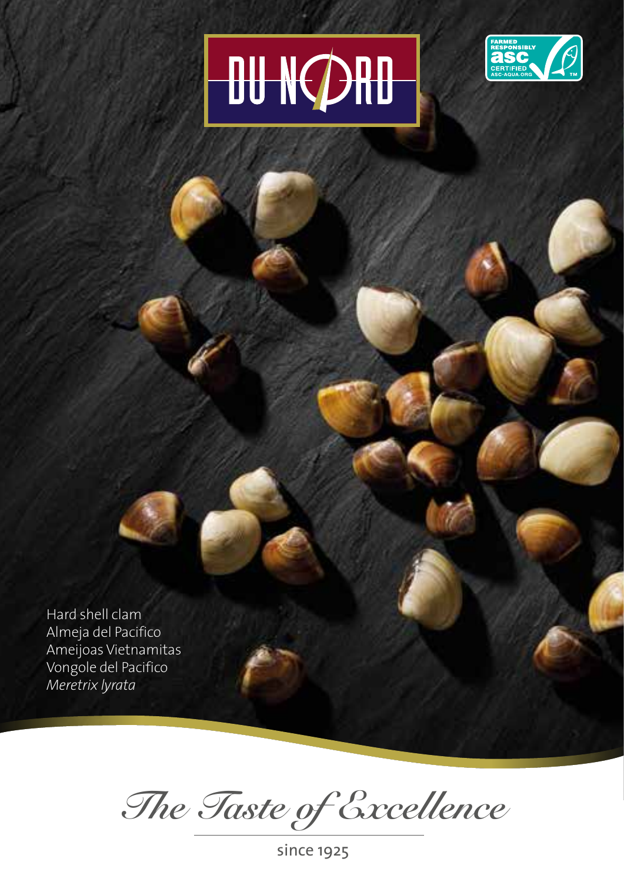DU NORD

FARMED RESPONSIBLY asc CERTIFIED ASC-AQUA.ORG

Hard shell clam
Almeja del Pacifico
Ameijoas Vietnamitas
Vongole del Pacifico
*Meretrix lyrata*

*The Taste of Excellence*

since 1925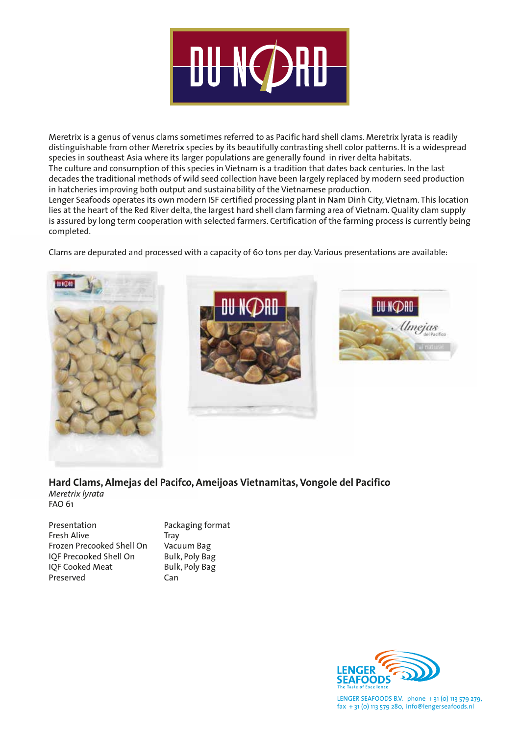DU NORD

Meretrix is a genus of venus clams sometimes referred to as Pacific hard shell clams. Meretrix lyrata is readily distinguishable from other Meretrix species by its beautifully contrasting shell color patterns. It is a widespread species in southeast Asia where its larger populations are generally found in river delta habitats.
The culture and consumption of this species in Vietnam is a tradition that dates back centuries. In the last decades the traditional methods of wild seed collection have been largely replaced by modern seed production in hatcheries improving both output and sustainability of the Vietnamese production.
Lenger Seafoods operates its own modern ISF certified processing plant in Nam Dinh City, Vietnam. This location lies at the heart of the Red River delta, the largest hard shell clam farming area of Vietnam. Quality clam supply is assured by long term cooperation with selected farmers. Certification of the farming process is currently being completed.

Clams are depurated and processed with a capacity of 60 tons per day. Various presentations are available:

**Hard Clams, Almejas del Pacifco, Ameijoas Vietnamitas, Vongole del Pacifico**
*Meretrix lyrata*
FAO 61

| Presentation | Packaging format |
|---|---|
| Fresh Alive | Tray |
| Frozen Precooked Shell On | Vacuum Bag |
| IQF Precooked Shell On | Bulk, Poly Bag |
| IQF Cooked Meat | Bulk, Poly Bag |
| Preserved | Can |

LENGER SEAFOODS
The Taste of Excellence

LENGER SEAFOODS B.V. phone +31 (0) 113 579 279, fax +31 (0) 113 579 280, info@lengerseafoods.nl